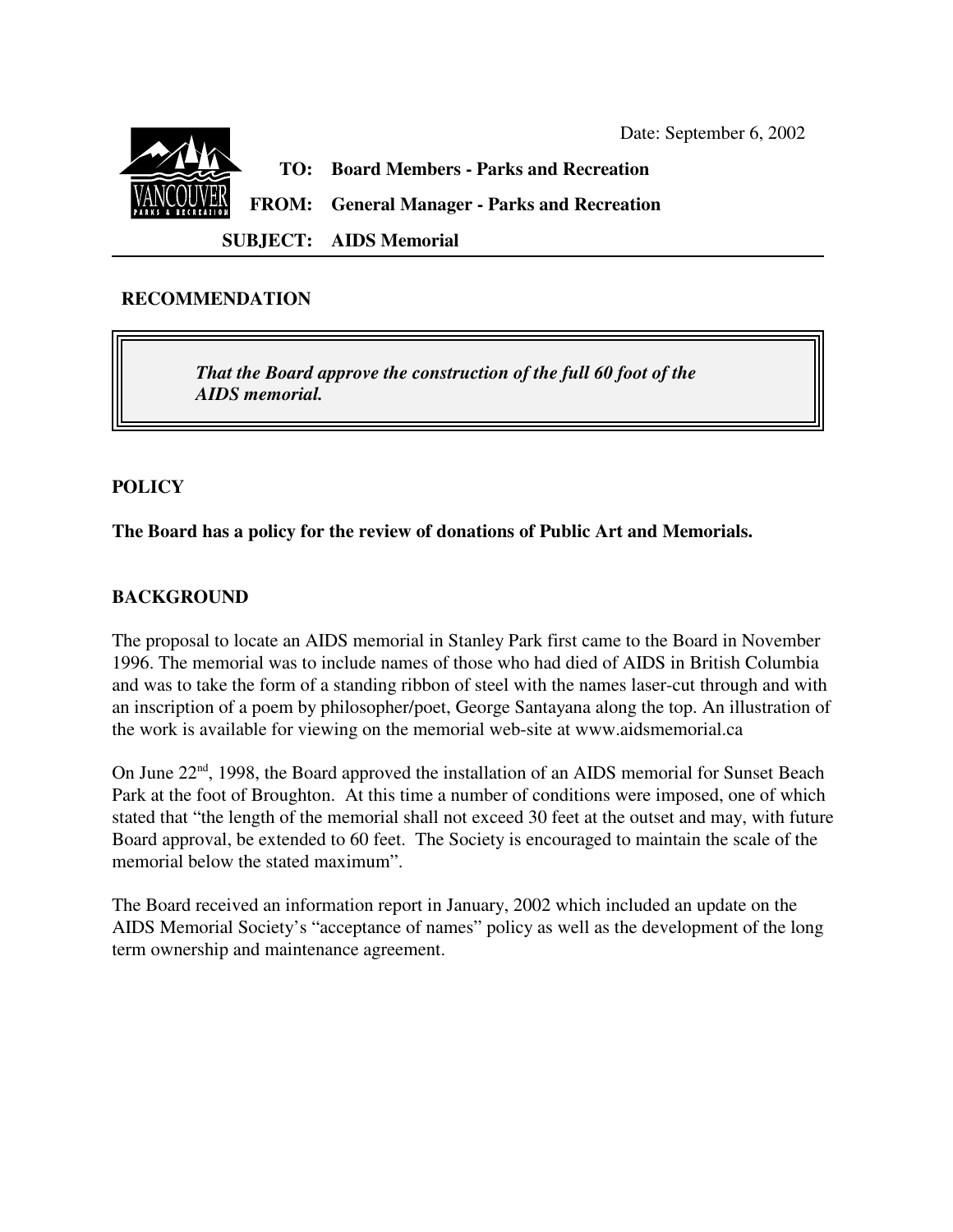Date: September 6, 2002

**TO:** **Board Members - Parks and Recreation**

**FROM:** **General Manager - Parks and Recreation**

**SUBJECT:** **AIDS Memorial**

## RECOMMENDATION

> ***That the Board approve the construction of the full 60 foot of the AIDS memorial.***

## POLICY

**The Board has a policy for the review of donations of Public Art and Memorials.**

## BACKGROUND

The proposal to locate an AIDS memorial in Stanley Park first came to the Board in November 1996. The memorial was to include names of those who had died of AIDS in British Columbia and was to take the form of a standing ribbon of steel with the names laser-cut through and with an inscription of a poem by philosopher/poet, George Santayana along the top. An illustration of the work is available for viewing on the memorial web-site at www.aidsmemorial.ca

On June 22nd, 1998, the Board approved the installation of an AIDS memorial for Sunset Beach Park at the foot of Broughton. At this time a number of conditions were imposed, one of which stated that "the length of the memorial shall not exceed 30 feet at the outset and may, with future Board approval, be extended to 60 feet. The Society is encouraged to maintain the scale of the memorial below the stated maximum".

The Board received an information report in January, 2002 which included an update on the AIDS Memorial Society's "acceptance of names" policy as well as the development of the long term ownership and maintenance agreement.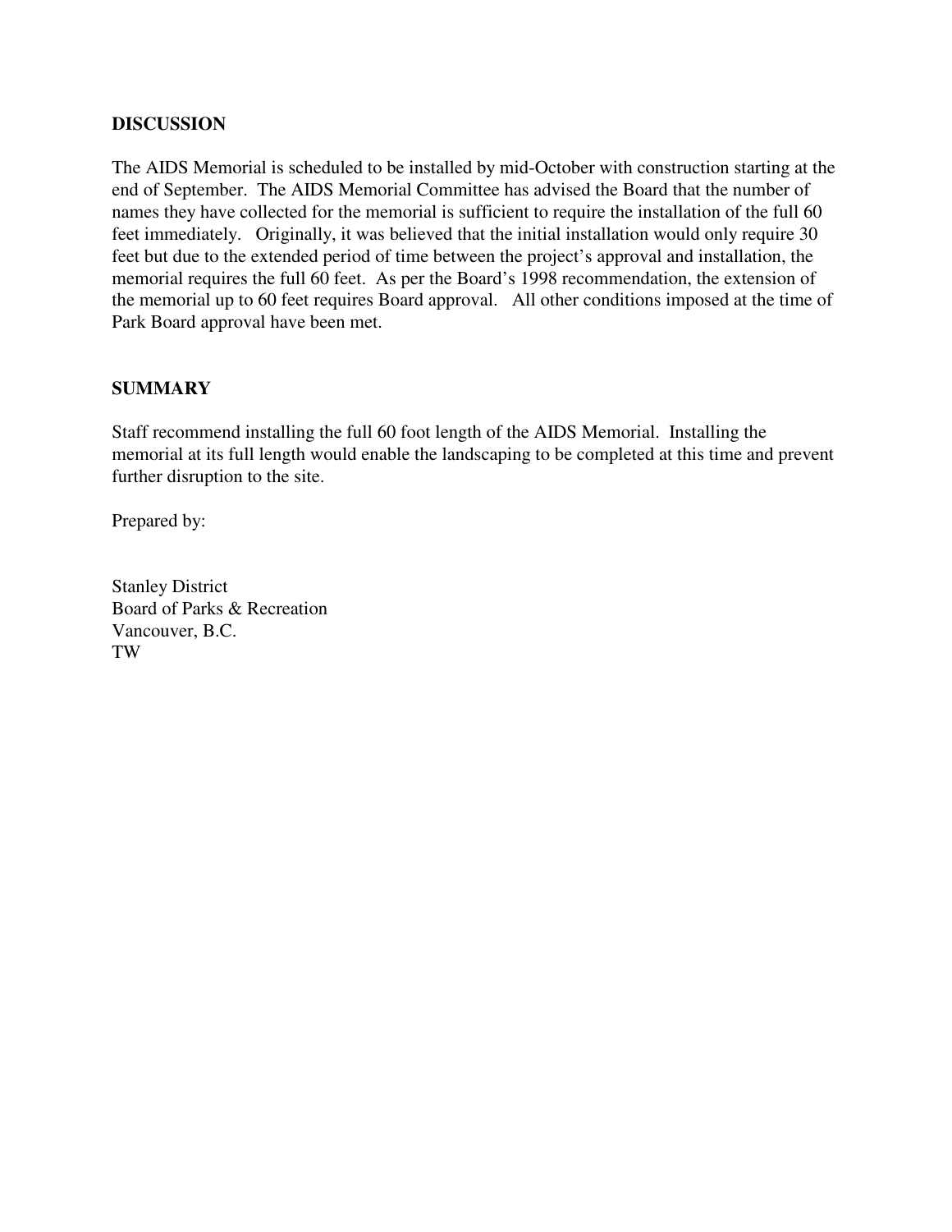## DISCUSSION

The AIDS Memorial is scheduled to be installed by mid-October with construction starting at the end of September. The AIDS Memorial Committee has advised the Board that the number of names they have collected for the memorial is sufficient to require the installation of the full 60 feet immediately. Originally, it was believed that the initial installation would only require 30 feet but due to the extended period of time between the project's approval and installation, the memorial requires the full 60 feet. As per the Board's 1998 recommendation, the extension of the memorial up to 60 feet requires Board approval. All other conditions imposed at the time of Park Board approval have been met.

## SUMMARY

Staff recommend installing the full 60 foot length of the AIDS Memorial. Installing the memorial at its full length would enable the landscaping to be completed at this time and prevent further disruption to the site.

Prepared by:

Stanley District
Board of Parks & Recreation
Vancouver, B.C.
TW